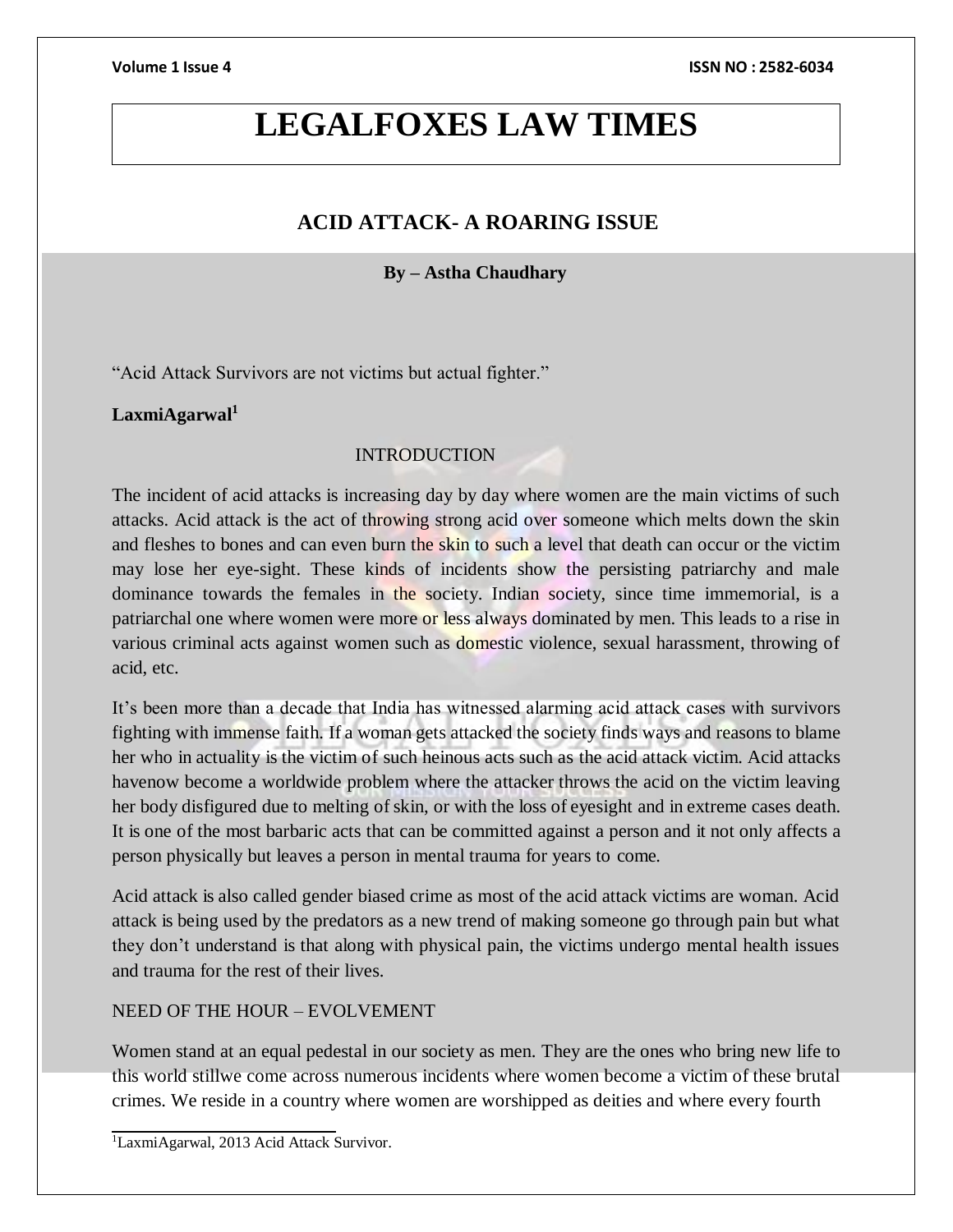# LEGALFOXES LAW TIMES

## ACID ATTACK- A ROARING ISSUE

**By – Astha Chaudhary**

"Acid Attack Survivors are not victims but actual fighter."

**LaxmiAgarwal**[1]

### INTRODUCTION

The incident of acid attacks is increasing day by day where women are the main victims of such attacks. Acid attack is the act of throwing strong acid over someone which melts down the skin and fleshes to bones and can even burn the skin to such a level that death can occur or the victim may lose her eye-sight. These kinds of incidents show the persisting patriarchy and male dominance towards the females in the society. Indian society, since time immemorial, is a patriarchal one where women were more or less always dominated by men. This leads to a rise in various criminal acts against women such as domestic violence, sexual harassment, throwing of acid, etc.

It's been more than a decade that India has witnessed alarming acid attack cases with survivors fighting with immense faith. If a woman gets attacked the society finds ways and reasons to blame her who in actuality is the victim of such heinous acts such as the acid attack victim. Acid attacks havenow become a worldwide problem where the attacker throws the acid on the victim leaving her body disfigured due to melting of skin, or with the loss of eyesight and in extreme cases death. It is one of the most barbaric acts that can be committed against a person and it not only affects a person physically but leaves a person in mental trauma for years to come.

Acid attack is also called gender biased crime as most of the acid attack victims are woman. Acid attack is being used by the predators as a new trend of making someone go through pain but what they don't understand is that along with physical pain, the victims undergo mental health issues and trauma for the rest of their lives.

### NEED OF THE HOUR – EVOLVEMENT

Women stand at an equal pedestal in our society as men. They are the ones who bring new life to this world stillwe come across numerous incidents where women become a victim of these brutal crimes. We reside in a country where women are worshipped as deities and where every fourth

[1] LaxmiAgarwal, 2013 Acid Attack Survivor.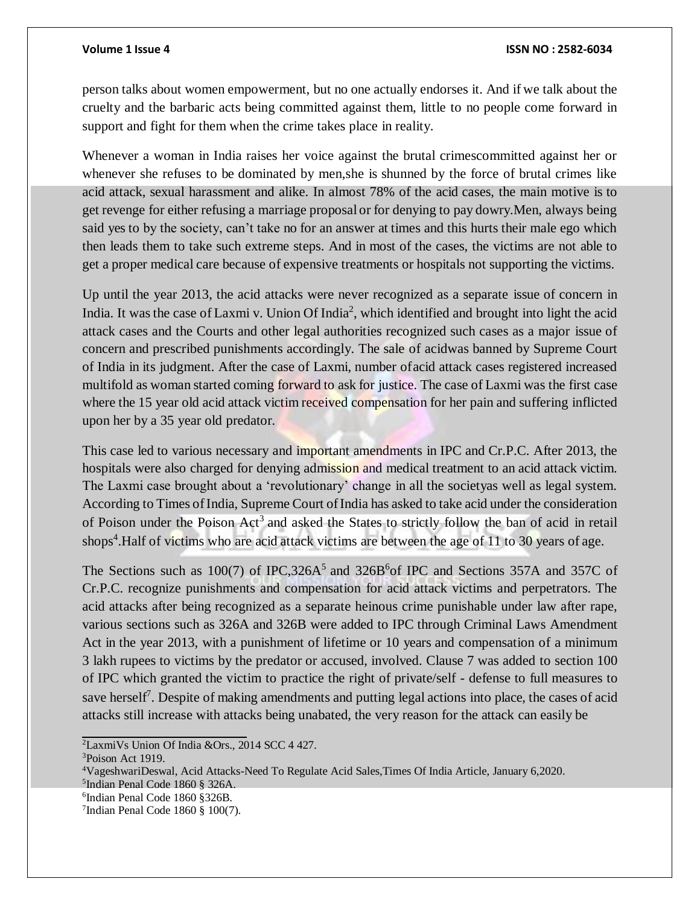person talks about women empowerment, but no one actually endorses it. And if we talk about the cruelty and the barbaric acts being committed against them, little to no people come forward in support and fight for them when the crime takes place in reality.

Whenever a woman in India raises her voice against the brutal crimescommitted against her or whenever she refuses to be dominated by men,she is shunned by the force of brutal crimes like acid attack, sexual harassment and alike. In almost 78% of the acid cases, the main motive is to get revenge for either refusing a marriage proposal or for denying to pay dowry.Men, always being said yes to by the society, can't take no for an answer at times and this hurts their male ego which then leads them to take such extreme steps. And in most of the cases, the victims are not able to get a proper medical care because of expensive treatments or hospitals not supporting the victims.

Up until the year 2013, the acid attacks were never recognized as a separate issue of concern in India. It was the case of Laxmi v. Union Of India[2], which identified and brought into light the acid attack cases and the Courts and other legal authorities recognized such cases as a major issue of concern and prescribed punishments accordingly. The sale of acidwas banned by Supreme Court of India in its judgment. After the case of Laxmi, number of acid attack cases registered increased multifold as woman started coming forward to ask for justice. The case of Laxmi was the first case where the 15 year old acid attack victim received compensation for her pain and suffering inflicted upon her by a 35 year old predator.

This case led to various necessary and important amendments in IPC and Cr.P.C. After 2013, the hospitals were also charged for denying admission and medical treatment to an acid attack victim. The Laxmi case brought about a 'revolutionary' change in all the societyas well as legal system. According to Times of India, Supreme Court of India has asked to take acid under the consideration of Poison under the Poison Act[3] and asked the States to strictly follow the ban of acid in retail shops[4].Half of victims who are acid attack victims are between the age of 11 to 30 years of age.

The Sections such as 100(7) of IPC,326A[5] and 326B[6]of IPC and Sections 357A and 357C of Cr.P.C. recognize punishments and compensation for acid attack victims and perpetrators. The acid attacks after being recognized as a separate heinous crime punishable under law after rape, various sections such as 326A and 326B were added to IPC through Criminal Laws Amendment Act in the year 2013, with a punishment of lifetime or 10 years and compensation of a minimum 3 lakh rupees to victims by the predator or accused, involved. Clause 7 was added to section 100 of IPC which granted the victim to practice the right of private/self - defense to full measures to save herself[7]. Despite of making amendments and putting legal actions into place, the cases of acid attacks still increase with attacks being unabated, the very reason for the attack can easily be

---

[2] LaxmiVs Union Of India &Ors., 2014 SCC 4 427.

[3] Poison Act 1919.

[4] VageshwariDeswal, Acid Attacks-Need To Regulate Acid Sales,Times Of India Article, January 6,2020.

[5] Indian Penal Code 1860 § 326A.

[6] Indian Penal Code 1860 §326B.

[7] Indian Penal Code 1860 § 100(7).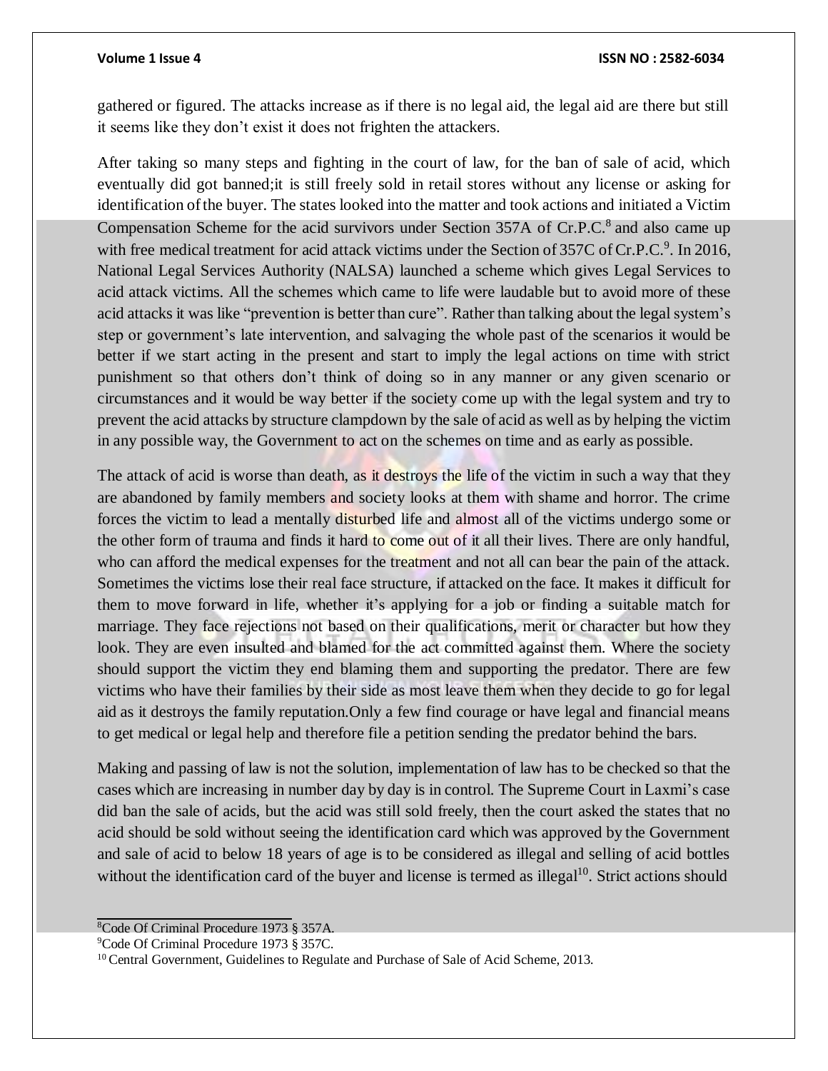gathered or figured. The attacks increase as if there is no legal aid, the legal aid are there but still it seems like they don't exist it does not frighten the attackers.

After taking so many steps and fighting in the court of law, for the ban of sale of acid, which eventually did got banned;it is still freely sold in retail stores without any license or asking for identification of the buyer. The states looked into the matter and took actions and initiated a Victim Compensation Scheme for the acid survivors under Section 357A of Cr.P.C.[8] and also came up with free medical treatment for acid attack victims under the Section of 357C of Cr.P.C.[9]. In 2016, National Legal Services Authority (NALSA) launched a scheme which gives Legal Services to acid attack victims. All the schemes which came to life were laudable but to avoid more of these acid attacks it was like "prevention is better than cure". Rather than talking about the legal system's step or government's late intervention, and salvaging the whole past of the scenarios it would be better if we start acting in the present and start to imply the legal actions on time with strict punishment so that others don't think of doing so in any manner or any given scenario or circumstances and it would be way better if the society come up with the legal system and try to prevent the acid attacks by structure clampdown by the sale of acid as well as by helping the victim in any possible way, the Government to act on the schemes on time and as early as possible.

The attack of acid is worse than death, as it destroys the life of the victim in such a way that they are abandoned by family members and society looks at them with shame and horror. The crime forces the victim to lead a mentally disturbed life and almost all of the victims undergo some or the other form of trauma and finds it hard to come out of it all their lives. There are only handful, who can afford the medical expenses for the treatment and not all can bear the pain of the attack. Sometimes the victims lose their real face structure, if attacked on the face. It makes it difficult for them to move forward in life, whether it's applying for a job or finding a suitable match for marriage. They face rejections not based on their qualifications, merit or character but how they look. They are even insulted and blamed for the act committed against them. Where the society should support the victim they end blaming them and supporting the predator. There are few victims who have their families by their side as most leave them when they decide to go for legal aid as it destroys the family reputation.Only a few find courage or have legal and financial means to get medical or legal help and therefore file a petition sending the predator behind the bars.

Making and passing of law is not the solution, implementation of law has to be checked so that the cases which are increasing in number day by day is in control. The Supreme Court in Laxmi's case did ban the sale of acids, but the acid was still sold freely, then the court asked the states that no acid should be sold without seeing the identification card which was approved by the Government and sale of acid to below 18 years of age is to be considered as illegal and selling of acid bottles without the identification card of the buyer and license is termed as illegal[10]. Strict actions should

---

[8] Code Of Criminal Procedure 1973 § 357A.

[9] Code Of Criminal Procedure 1973 § 357C.

[10] Central Government, Guidelines to Regulate and Purchase of Sale of Acid Scheme, 2013.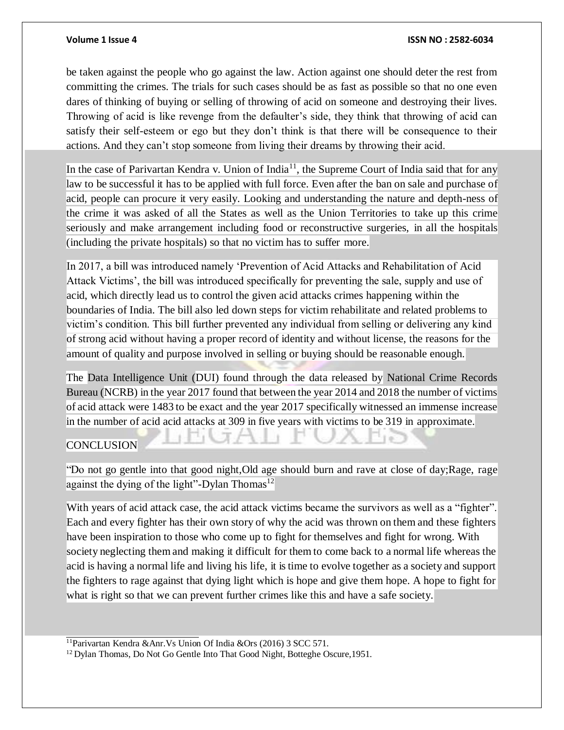be taken against the people who go against the law. Action against one should deter the rest from committing the crimes. The trials for such cases should be as fast as possible so that no one even dares of thinking of buying or selling of throwing of acid on someone and destroying their lives. Throwing of acid is like revenge from the defaulter's side, they think that throwing of acid can satisfy their self-esteem or ego but they don't think is that there will be consequence to their actions. And they can't stop someone from living their dreams by throwing their acid.

In the case of Parivartan Kendra v. Union of India[11], the Supreme Court of India said that for any law to be successful it has to be applied with full force. Even after the ban on sale and purchase of acid, people can procure it very easily. Looking and understanding the nature and depth-ness of the crime it was asked of all the States as well as the Union Territories to take up this crime seriously and make arrangement including food or reconstructive surgeries, in all the hospitals (including the private hospitals) so that no victim has to suffer more.

In 2017, a bill was introduced namely 'Prevention of Acid Attacks and Rehabilitation of Acid Attack Victims', the bill was introduced specifically for preventing the sale, supply and use of acid, which directly lead us to control the given acid attacks crimes happening within the boundaries of India. The bill also led down steps for victim rehabilitate and related problems to victim's condition. This bill further prevented any individual from selling or delivering any kind of strong acid without having a proper record of identity and without license, the reasons for the amount of quality and purpose involved in selling or buying should be reasonable enough.

The Data Intelligence Unit (DUI) found through the data released by National Crime Records Bureau (NCRB) in the year 2017 found that between the year 2014 and 2018 the number of victims of acid attack were 1483 to be exact and the year 2017 specifically witnessed an immense increase in the number of acid acid attacks at 309 in five years with victims to be 319 in approximate.

## CONCLUSION

"Do not go gentle into that good night,Old age should burn and rave at close of day;Rage, rage against the dying of the light"-Dylan Thomas[12]

With years of acid attack case, the acid attack victims became the survivors as well as a "fighter". Each and every fighter has their own story of why the acid was thrown on them and these fighters have been inspiration to those who come up to fight for themselves and fight for wrong. With society neglecting them and making it difficult for them to come back to a normal life whereas the acid is having a normal life and living his life, it is time to evolve together as a society and support the fighters to rage against that dying light which is hope and give them hope. A hope to fight for what is right so that we can prevent further crimes like this and have a safe society.

---

[11] Parivartan Kendra &Anr.Vs Union Of India &Ors (2016) 3 SCC 571.

[12] Dylan Thomas, Do Not Go Gentle Into That Good Night, Botteghe Oscure,1951.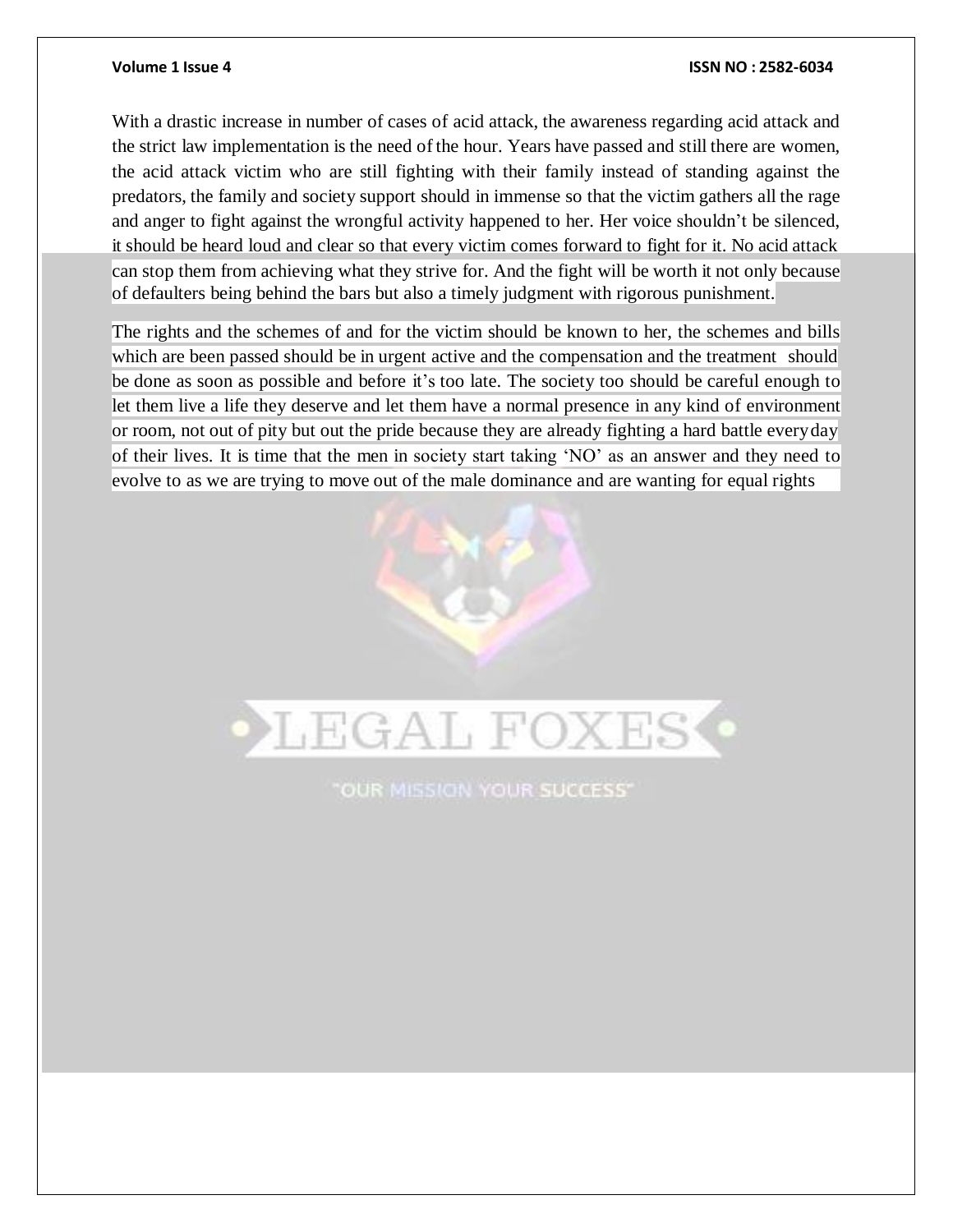With a drastic increase in number of cases of acid attack, the awareness regarding acid attack and the strict law implementation is the need of the hour. Years have passed and still there are women, the acid attack victim who are still fighting with their family instead of standing against the predators, the family and society support should in immense so that the victim gathers all the rage and anger to fight against the wrongful activity happened to her. Her voice shouldn't be silenced, it should be heard loud and clear so that every victim comes forward to fight for it. No acid attack can stop them from achieving what they strive for. And the fight will be worth it not only because of defaulters being behind the bars but also a timely judgment with rigorous punishment.

The rights and the schemes of and for the victim should be known to her, the schemes and bills which are been passed should be in urgent active and the compensation and the treatment should be done as soon as possible and before it's too late. The society too should be careful enough to let them live a life they deserve and let them have a normal presence in any kind of environment or room, not out of pity but out the pride because they are already fighting a hard battle everyday of their lives. It is time that the men in society start taking 'NO' as an answer and they need to evolve to as we are trying to move out of the male dominance and are wanting for equal rights